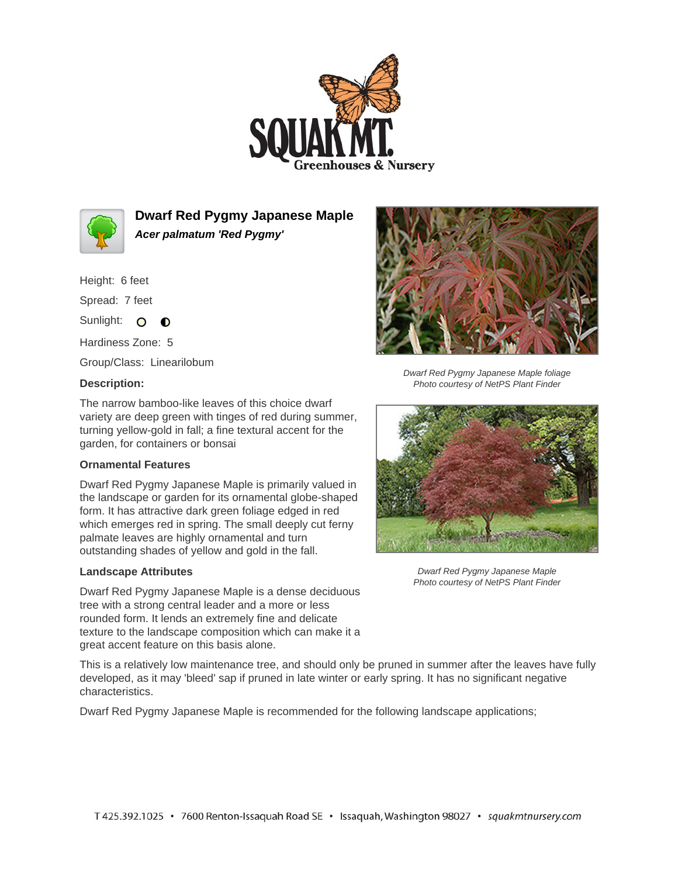# Dwarf Red Pygmy Japanese Maple

***Acer palmatum 'Red Pygmy'***

Height: 6 feet

Spread: 7 feet

Sunlight:

Hardiness Zone: 5

Group/Class: Linearilobum

### Description:

The narrow bamboo-like leaves of this choice dwarf variety are deep green with tinges of red during summer, turning yellow-gold in fall; a fine textural accent for the garden, for containers or bonsai

### Ornamental Features

Dwarf Red Pygmy Japanese Maple is primarily valued in the landscape or garden for its ornamental globe-shaped form. It has attractive dark green foliage edged in red which emerges red in spring. The small deeply cut ferny palmate leaves are highly ornamental and turn outstanding shades of yellow and gold in the fall.

### Landscape Attributes

Dwarf Red Pygmy Japanese Maple is a dense deciduous tree with a strong central leader and a more or less rounded form. It lends an extremely fine and delicate texture to the landscape composition which can make it a great accent feature on this basis alone.

This is a relatively low maintenance tree, and should only be pruned in summer after the leaves have fully developed, as it may 'bleed' sap if pruned in late winter or early spring. It has no significant negative characteristics.

Dwarf Red Pygmy Japanese Maple is recommended for the following landscape applications;

*Dwarf Red Pygmy Japanese Maple foliage*
*Photo courtesy of NetPS Plant Finder*

*Dwarf Red Pygmy Japanese Maple*
*Photo courtesy of NetPS Plant Finder*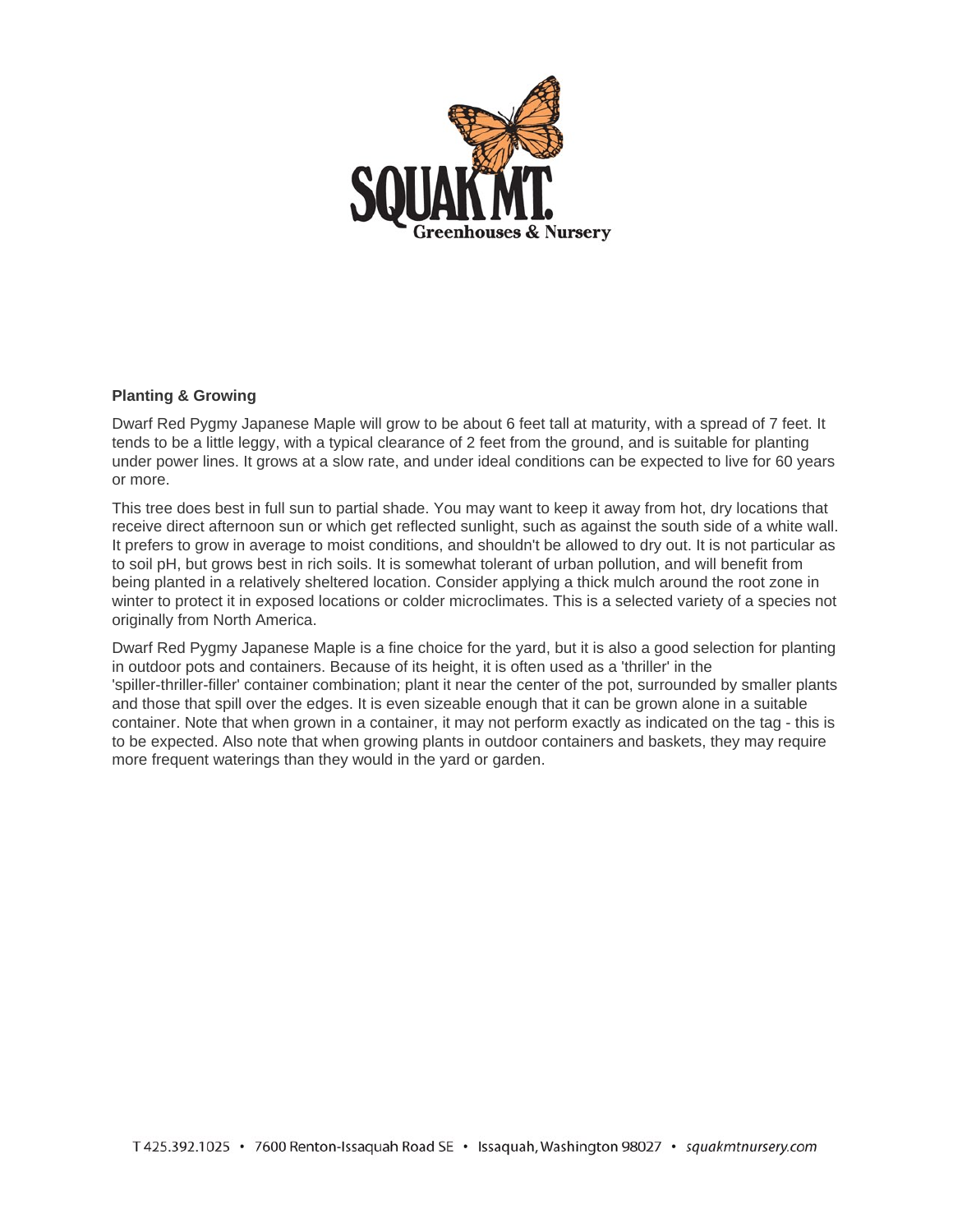**Planting & Growing**

Dwarf Red Pygmy Japanese Maple will grow to be about 6 feet tall at maturity, with a spread of 7 feet. It tends to be a little leggy, with a typical clearance of 2 feet from the ground, and is suitable for planting under power lines. It grows at a slow rate, and under ideal conditions can be expected to live for 60 years or more.

This tree does best in full sun to partial shade. You may want to keep it away from hot, dry locations that receive direct afternoon sun or which get reflected sunlight, such as against the south side of a white wall. It prefers to grow in average to moist conditions, and shouldn't be allowed to dry out. It is not particular as to soil pH, but grows best in rich soils. It is somewhat tolerant of urban pollution, and will benefit from being planted in a relatively sheltered location. Consider applying a thick mulch around the root zone in winter to protect it in exposed locations or colder microclimates. This is a selected variety of a species not originally from North America.

Dwarf Red Pygmy Japanese Maple is a fine choice for the yard, but it is also a good selection for planting in outdoor pots and containers. Because of its height, it is often used as a 'thriller' in the 'spiller-thriller-filler' container combination; plant it near the center of the pot, surrounded by smaller plants and those that spill over the edges. It is even sizeable enough that it can be grown alone in a suitable container. Note that when grown in a container, it may not perform exactly as indicated on the tag - this is to be expected. Also note that when growing plants in outdoor containers and baskets, they may require more frequent waterings than they would in the yard or garden.